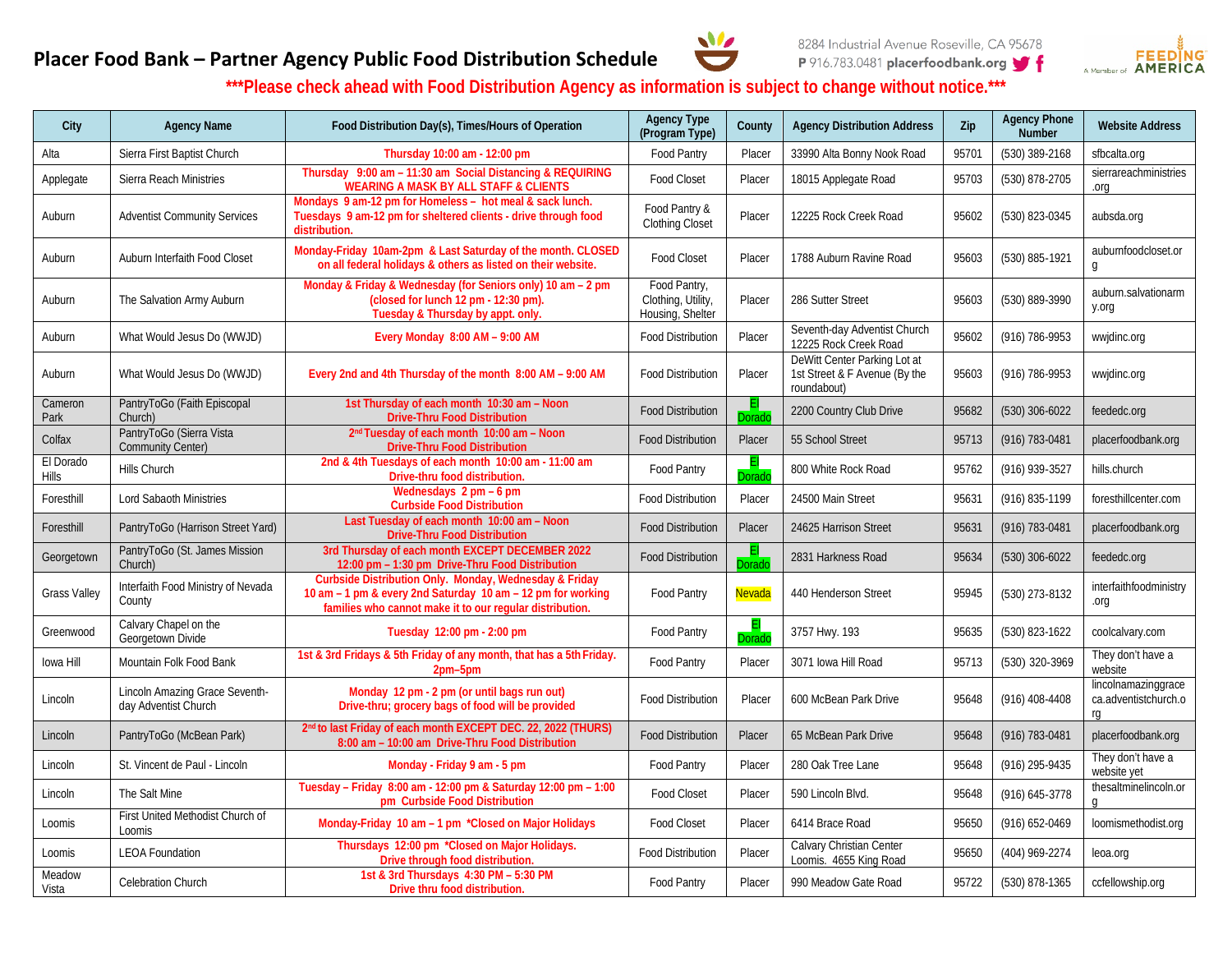# Placer Food Bank – Partner Agency Public Food Distribution Schedule

8284 Industrial Avenue Roseville, CA 95678
P 916.783.0481 placerfoodbank.org

A Member of FEEDING AMERICA

**\*\*\*Please check ahead with Food Distribution Agency as information is subject to change without notice.\*\*\***

| City | Agency Name | Food Distribution Day(s), Times/Hours of Operation | Agency Type (Program Type) | County | Agency Distribution Address | Zip | Agency Phone Number | Website Address |
|---|---|---|---|---|---|---|---|---|
| Alta | Sierra First Baptist Church | **Thursday 10:00 am - 12:00 pm** | Food Pantry | Placer | 33990 Alta Bonny Nook Road | 95701 | (530) 389-2168 | sfbcalta.org |
| Applegate | Sierra Reach Ministries | **Thursday 9:00 am – 11:30 am Social Distancing & REQUIRING WEARING A MASK BY ALL STAFF & CLIENTS** | Food Closet | Placer | 18015 Applegate Road | 95703 | (530) 878-2705 | sierrareachministries.org |
| Auburn | Adventist Community Services | **Mondays 9 am-12 pm for Homeless – hot meal & sack lunch. Tuesdays 9 am-12 pm for sheltered clients - drive through food distribution.** | Food Pantry & Clothing Closet | Placer | 12225 Rock Creek Road | 95602 | (530) 823-0345 | aubsda.org |
| Auburn | Auburn Interfaith Food Closet | **Monday-Friday 10am-2pm & Last Saturday of the month. CLOSED on all federal holidays & others as listed on their website.** | Food Closet | Placer | 1788 Auburn Ravine Road | 95603 | (530) 885-1921 | auburnfoodcloset.org |
| Auburn | The Salvation Army Auburn | **Monday & Friday & Wednesday (for Seniors only) 10 am – 2 pm (closed for lunch 12 pm - 12:30 pm). Tuesday & Thursday by appt. only.** | Food Pantry, Clothing, Utility, Housing, Shelter | Placer | 286 Sutter Street | 95603 | (530) 889-3990 | auburn.salvationarmy.org |
| Auburn | What Would Jesus Do (WWJD) | **Every Monday 8:00 AM – 9:00 AM** | Food Distribution | Placer | Seventh-day Adventist Church 12225 Rock Creek Road | 95602 | (916) 786-9953 | wwjdinc.org |
| Auburn | What Would Jesus Do (WWJD) | **Every 2nd and 4th Thursday of the month 8:00 AM – 9:00 AM** | Food Distribution | Placer | DeWitt Center Parking Lot at 1st Street & F Avenue (By the roundabout) | 95603 | (916) 786-9953 | wwjdinc.org |
| Cameron Park | PantryToGo (Faith Episcopal Church) | **1st Thursday of each month 10:30 am – Noon Drive-Thru Food Distribution** | Food Distribution | El Dorado | 2200 Country Club Drive | 95682 | (530) 306-6022 | feededc.org |
| Colfax | PantryToGo (Sierra Vista Community Center) | **2nd Tuesday of each month 10:00 am – Noon Drive-Thru Food Distribution** | Food Distribution | Placer | 55 School Street | 95713 | (916) 783-0481 | placerfoodbank.org |
| El Dorado Hills | Hills Church | **2nd & 4th Tuesdays of each month 10:00 am - 11:00 am Drive-thru food distribution.** | Food Pantry | El Dorado | 800 White Rock Road | 95762 | (916) 939-3527 | hills.church |
| Foresthill | Lord Sabaoth Ministries | **Wednesdays 2 pm – 6 pm Curbside Food Distribution** | Food Distribution | Placer | 24500 Main Street | 95631 | (916) 835-1199 | foresthillcenter.com |
| Foresthill | PantryToGo (Harrison Street Yard) | **Last Tuesday of each month 10:00 am – Noon Drive-Thru Food Distribution** | Food Distribution | Placer | 24625 Harrison Street | 95631 | (916) 783-0481 | placerfoodbank.org |
| Georgetown | PantryToGo (St. James Mission Church) | **3rd Thursday of each month EXCEPT DECEMBER 2022 12:00 pm – 1:30 pm Drive-Thru Food Distribution** | Food Distribution | El Dorado | 2831 Harkness Road | 95634 | (530) 306-6022 | feededc.org |
| Grass Valley | Interfaith Food Ministry of Nevada County | **Curbside Distribution Only. Monday, Wednesday & Friday 10 am – 1 pm & every 2nd Saturday 10 am – 12 pm for working families who cannot make it to our regular distribution.** | Food Pantry | Nevada | 440 Henderson Street | 95945 | (530) 273-8132 | interfaithfoodministry.org |
| Greenwood | Calvary Chapel on the Georgetown Divide | **Tuesday 12:00 pm - 2:00 pm** | Food Pantry | El Dorado | 3757 Hwy. 193 | 95635 | (530) 823-1622 | coolcalvary.com |
| Iowa Hill | Mountain Folk Food Bank | **1st & 3rd Fridays & 5th Friday of any month, that has a 5th Friday. 2pm–5pm** | Food Pantry | Placer | 3071 Iowa Hill Road | 95713 | (530) 320-3969 | They don't have a website |
| Lincoln | Lincoln Amazing Grace Seventh-day Adventist Church | **Monday 12 pm - 2 pm (or until bags run out) Drive-thru; grocery bags of food will be provided** | Food Distribution | Placer | 600 McBean Park Drive | 95648 | (916) 408-4408 | lincolnamazinggraceca.adventistchurch.org |
| Lincoln | PantryToGo (McBean Park) | **2nd to last Friday of each month EXCEPT DEC. 22, 2022 (THURS) 8:00 am – 10:00 am Drive-Thru Food Distribution** | Food Distribution | Placer | 65 McBean Park Drive | 95648 | (916) 783-0481 | placerfoodbank.org |
| Lincoln | St. Vincent de Paul - Lincoln | **Monday - Friday 9 am - 5 pm** | Food Pantry | Placer | 280 Oak Tree Lane | 95648 | (916) 295-9435 | They don't have a website yet |
| Lincoln | The Salt Mine | **Tuesday – Friday 8:00 am - 12:00 pm & Saturday 12:00 pm – 1:00 pm Curbside Food Distribution** | Food Closet | Placer | 590 Lincoln Blvd. | 95648 | (916) 645-3778 | thesaltminelincoln.org |
| Loomis | First United Methodist Church of Loomis | **Monday-Friday 10 am – 1 pm \*Closed on Major Holidays** | Food Closet | Placer | 6414 Brace Road | 95650 | (916) 652-0469 | loomismethodist.org |
| Loomis | LEOA Foundation | **Thursdays 12:00 pm \*Closed on Major Holidays. Drive through food distribution.** | Food Distribution | Placer | Calvary Christian Center Loomis. 4655 King Road | 95650 | (404) 969-2274 | leoa.org |
| Meadow Vista | Celebration Church | **1st & 3rd Thursdays 4:30 PM – 5:30 PM Drive thru food distribution.** | Food Pantry | Placer | 990 Meadow Gate Road | 95722 | (530) 878-1365 | ccfellowship.org |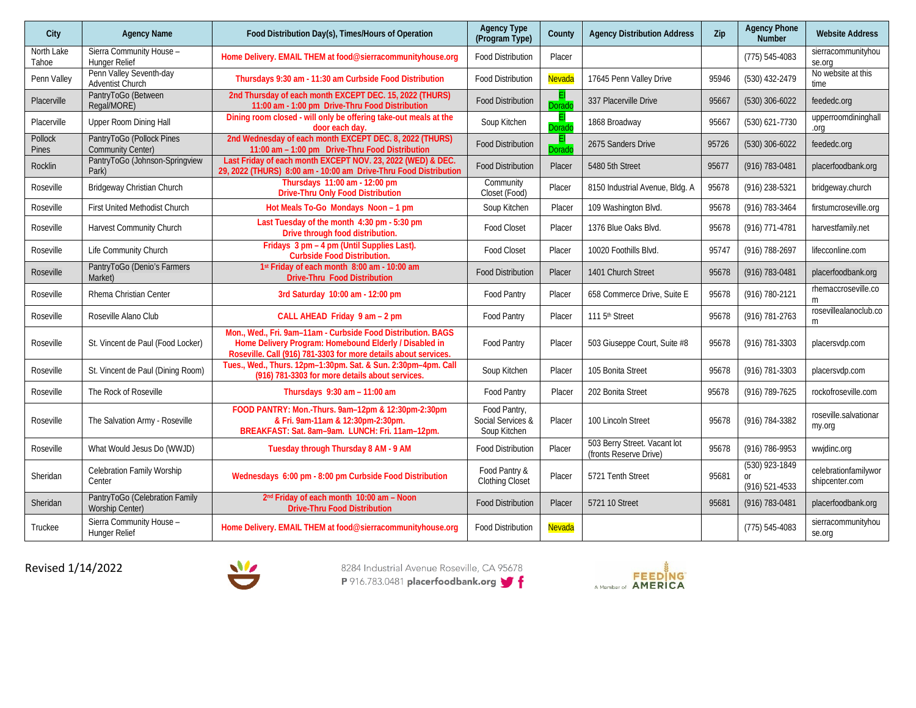| City | Agency Name | Food Distribution Day(s), Times/Hours of Operation | Agency Type (Program Type) | County | Agency Distribution Address | Zip | Agency Phone Number | Website Address |
|---|---|---|---|---|---|---|---|---|
| North Lake Tahoe | Sierra Community House – Hunger Relief | **Home Delivery. EMAIL THEM at food@sierracommunityhouse.org** | Food Distribution | Placer | | | (775) 545-4083 | sierracommunityhouse.org |
| Penn Valley | Penn Valley Seventh-day Adventist Church | **Thursdays 9:30 am - 11:30 am Curbside Food Distribution** | Food Distribution | Nevada | 17645 Penn Valley Drive | 95946 | (530) 432-2479 | No website at this time |
| Placerville | PantryToGo (Between Regal/MORE) | **2nd Thursday of each month EXCEPT DEC. 15, 2022 (THURS) 11:00 am - 1:00 pm Drive-Thru Food Distribution** | Food Distribution | El Dorado | 337 Placerville Drive | 95667 | (530) 306-6022 | feededc.org |
| Placerville | Upper Room Dining Hall | **Dining room closed - will only be offering take-out meals at the door each day.** | Soup Kitchen | El Dorado | 1868 Broadway | 95667 | (530) 621-7730 | upperroomdininghall.org |
| Pollock Pines | PantryToGo (Pollock Pines Community Center) | **2nd Wednesday of each month EXCEPT DEC. 8, 2022 (THURS) 11:00 am – 1:00 pm Drive-Thru Food Distribution** | Food Distribution | El Dorado | 2675 Sanders Drive | 95726 | (530) 306-6022 | feededc.org |
| Rocklin | PantryToGo (Johnson-Springview Park) | **Last Friday of each month EXCEPT NOV. 23, 2022 (WED) & DEC. 29, 2022 (THURS) 8:00 am - 10:00 am Drive-Thru Food Distribution** | Food Distribution | Placer | 5480 5th Street | 95677 | (916) 783-0481 | placerfoodbank.org |
| Roseville | Bridgeway Christian Church | **Thursdays 11:00 am - 12:00 pm Drive-Thru Only Food Distribution** | Community Closet (Food) | Placer | 8150 Industrial Avenue, Bldg. A | 95678 | (916) 238-5321 | bridgeway.church |
| Roseville | First United Methodist Church | **Hot Meals To-Go Mondays Noon – 1 pm** | Soup Kitchen | Placer | 109 Washington Blvd. | 95678 | (916) 783-3464 | firstumcroseville.org |
| Roseville | Harvest Community Church | **Last Tuesday of the month 4:30 pm - 5:30 pm Drive through food distribution.** | Food Closet | Placer | 1376 Blue Oaks Blvd. | 95678 | (916) 771-4781 | harvestfamily.net |
| Roseville | Life Community Church | **Fridays 3 pm – 4 pm (Until Supplies Last). Curbside Food Distribution.** | Food Closet | Placer | 10020 Foothills Blvd. | 95747 | (916) 788-2697 | lifecconline.com |
| Roseville | PantryToGo (Denio's Farmers Market) | **1st Friday of each month 8:00 am - 10:00 am Drive-Thru Food Distribution** | Food Distribution | Placer | 1401 Church Street | 95678 | (916) 783-0481 | placerfoodbank.org |
| Roseville | Rhema Christian Center | **3rd Saturday 10:00 am - 12:00 pm** | Food Pantry | Placer | 658 Commerce Drive, Suite E | 95678 | (916) 780-2121 | rhemaccroseville.com |
| Roseville | Roseville Alano Club | **CALL AHEAD Friday 9 am – 2 pm** | Food Pantry | Placer | 111 5th Street | 95678 | (916) 781-2763 | rosevillealanoclub.com |
| Roseville | St. Vincent de Paul (Food Locker) | **Mon., Wed., Fri. 9am–11am - Curbside Food Distribution. BAGS Home Delivery Program: Homebound Elderly / Disabled in Roseville. Call (916) 781-3303 for more details about services.** | Food Pantry | Placer | 503 Giuseppe Court, Suite #8 | 95678 | (916) 781-3303 | placersvdp.com |
| Roseville | St. Vincent de Paul (Dining Room) | **Tues., Wed., Thurs. 12pm–1:30pm. Sat. & Sun. 2:30pm–4pm. Call (916) 781-3303 for more details about services.** | Soup Kitchen | Placer | 105 Bonita Street | 95678 | (916) 781-3303 | placersvdp.com |
| Roseville | The Rock of Roseville | **Thursdays 9:30 am – 11:00 am** | Food Pantry | Placer | 202 Bonita Street | 95678 | (916) 789-7625 | rockofroseville.com |
| Roseville | The Salvation Army - Roseville | **FOOD PANTRY: Mon.-Thurs. 9am–12pm & 12:30pm-2:30pm & Fri. 9am-11am & 12:30pm-2:30pm. BREAKFAST: Sat. 8am–9am. LUNCH: Fri. 11am–12pm.** | Food Pantry, Social Services & Soup Kitchen | Placer | 100 Lincoln Street | 95678 | (916) 784-3382 | roseville.salvationarmy.org |
| Roseville | What Would Jesus Do (WWJD) | **Tuesday through Thursday 8 AM - 9 AM** | Food Distribution | Placer | 503 Berry Street. Vacant lot (fronts Reserve Drive) | 95678 | (916) 786-9953 | wwjdinc.org |
| Sheridan | Celebration Family Worship Center | **Wednesdays 6:00 pm - 8:00 pm Curbside Food Distribution** | Food Pantry & Clothing Closet | Placer | 5721 Tenth Street | 95681 | (530) 923-1849 or (916) 521-4533 | celebrationfamilyworshipcenter.com |
| Sheridan | PantryToGo (Celebration Family Worship Center) | **2nd Friday of each month 10:00 am – Noon Drive-Thru Food Distribution** | Food Distribution | Placer | 5721 10 Street | 95681 | (916) 783-0481 | placerfoodbank.org |
| Truckee | Sierra Community House – Hunger Relief | **Home Delivery. EMAIL THEM at food@sierracommunityhouse.org** | Food Distribution | Nevada | | | (775) 545-4083 | sierracommunityhouse.org |

Revised 1/14/2022

8284 Industrial Avenue Roseville, CA 95678
P 916.783.0481 placerfoodbank.org

A Member of FEEDING AMERICA